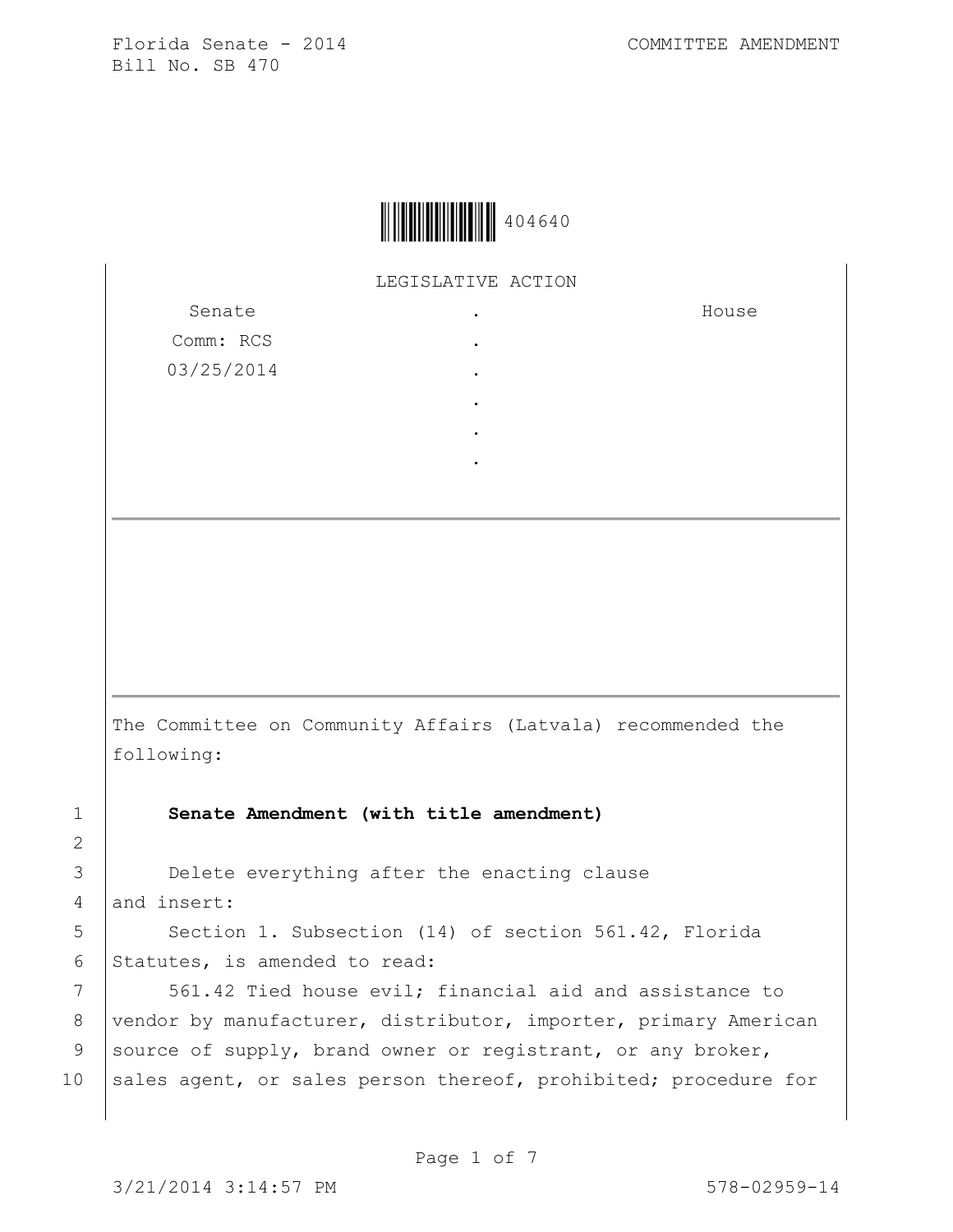Florida Senate - 2014
Bill No. SB 470

COMMITTEE AMENDMENT

404640

LEGISLATIVE ACTION

| Senate | . | House |
| --- | --- | --- |
| Comm: RCS | . | |
| 03/25/2014 | . | |
| | . | |
| | . | |
| | . | |

The Committee on Community Affairs (Latvala) recommended the following:

1 **Senate Amendment (with title amendment)**

2

3 Delete everything after the enacting clause
4 and insert:
5 Section 1. Subsection (14) of section 561.42, Florida
6 Statutes, is amended to read:
7 561.42 Tied house evil; financial aid and assistance to
8 vendor by manufacturer, distributor, importer, primary American
9 source of supply, brand owner or registrant, or any broker,
10 sales agent, or sales person thereof, prohibited; procedure for

3/21/2014 3:14:57 PM 578-02959-14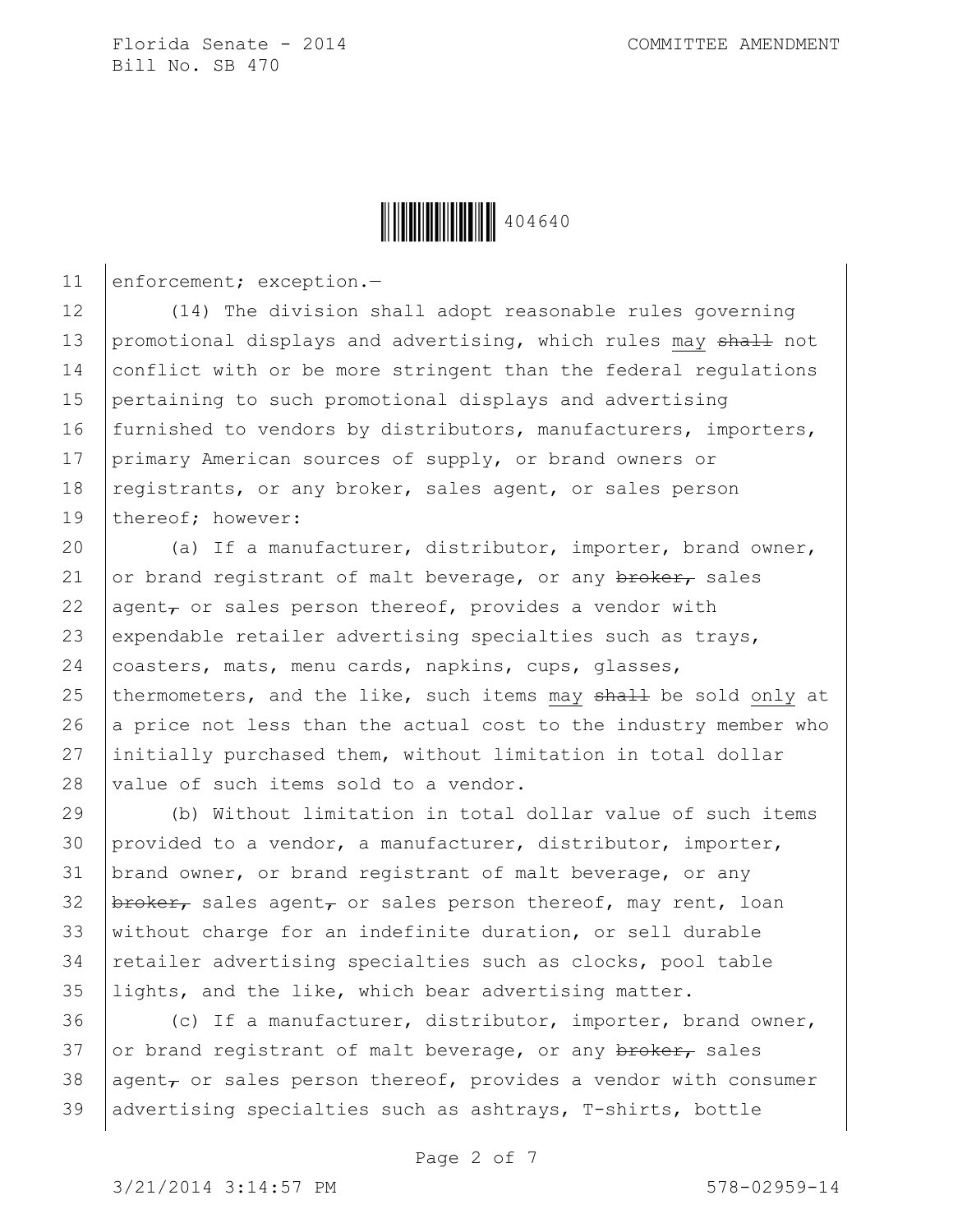enforcement; exception.—

(14) The division shall adopt reasonable rules governing promotional displays and advertising, which rules may ~~shall~~ not conflict with or be more stringent than the federal regulations pertaining to such promotional displays and advertising furnished to vendors by distributors, manufacturers, importers, primary American sources of supply, or brand owners or registrants, or any broker, sales agent, or sales person thereof; however:

(a) If a manufacturer, distributor, importer, brand owner, or brand registrant of malt beverage, or any ~~broker,~~ sales agent~~,~~ or sales person thereof, provides a vendor with expendable retailer advertising specialties such as trays, coasters, mats, menu cards, napkins, cups, glasses, thermometers, and the like, such items may ~~shall~~ be sold only at a price not less than the actual cost to the industry member who initially purchased them, without limitation in total dollar value of such items sold to a vendor.

(b) Without limitation in total dollar value of such items provided to a vendor, a manufacturer, distributor, importer, brand owner, or brand registrant of malt beverage, or any ~~broker,~~ sales agent~~,~~ or sales person thereof, may rent, loan without charge for an indefinite duration, or sell durable retailer advertising specialties such as clocks, pool table lights, and the like, which bear advertising matter.

(c) If a manufacturer, distributor, importer, brand owner, or brand registrant of malt beverage, or any ~~broker,~~ sales agent~~,~~ or sales person thereof, provides a vendor with consumer advertising specialties such as ashtrays, T-shirts, bottle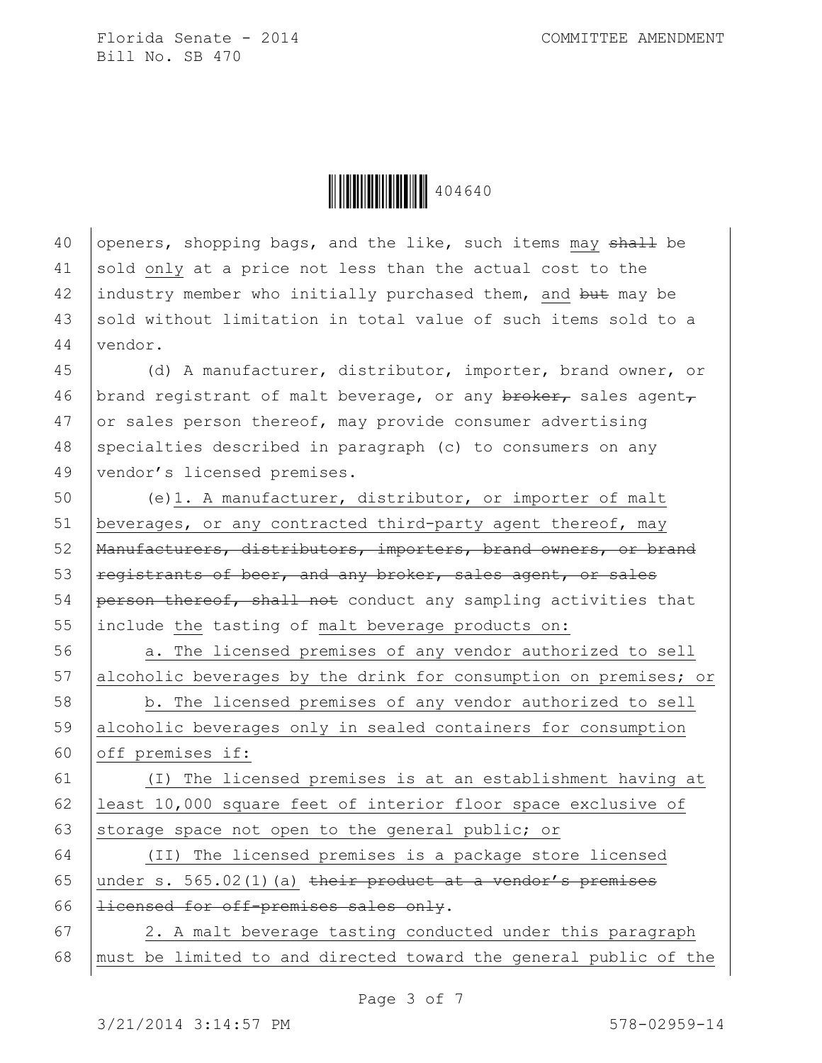openers, shopping bags, and the like, such items may ~~shall~~ be sold only at a price not less than the actual cost to the industry member who initially purchased them, and ~~but~~ may be sold without limitation in total value of such items sold to a vendor.

(d) A manufacturer, distributor, importer, brand owner, or brand registrant of malt beverage, or any ~~broker,~~ sales agent~~,~~ or sales person thereof, may provide consumer advertising specialties described in paragraph (c) to consumers on any vendor's licensed premises.

(e)1. A manufacturer, distributor, or importer of malt beverages, or any contracted third-party agent thereof, may ~~Manufacturers, distributors, importers, brand owners, or brand registrants of beer, and any broker, sales agent, or sales person thereof, shall not~~ conduct any sampling activities that include the tasting of malt beverage products on:

a. The licensed premises of any vendor authorized to sell alcoholic beverages by the drink for consumption on premises; or

b. The licensed premises of any vendor authorized to sell alcoholic beverages only in sealed containers for consumption off premises if:

(I) The licensed premises is at an establishment having at least 10,000 square feet of interior floor space exclusive of storage space not open to the general public; or

(II) The licensed premises is a package store licensed under s. 565.02(1)(a) ~~their product at a vendor's premises licensed for off-premises sales only~~.

2. A malt beverage tasting conducted under this paragraph must be limited to and directed toward the general public of the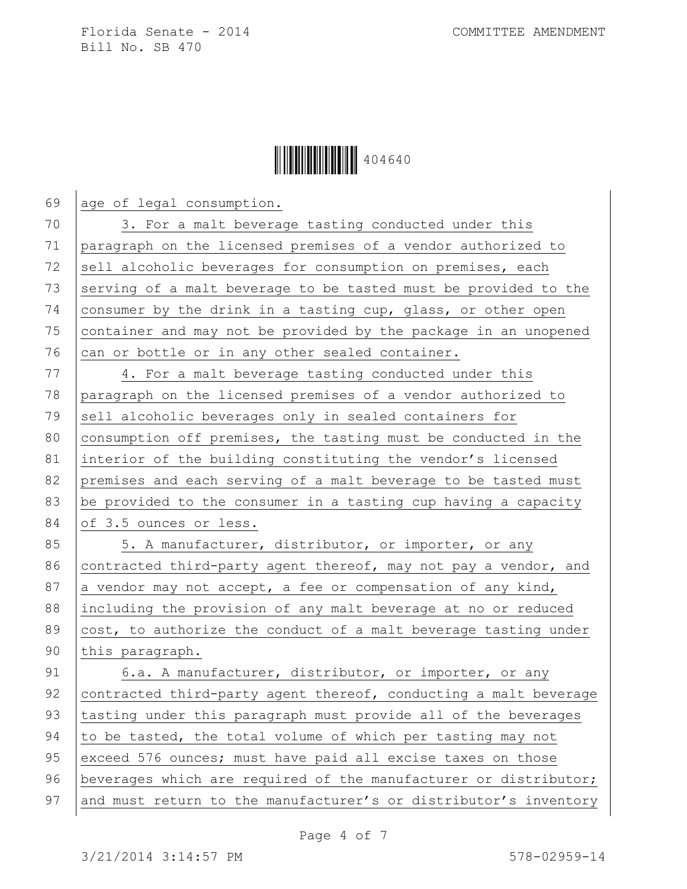age of legal consumption.

3. For a malt beverage tasting conducted under this paragraph on the licensed premises of a vendor authorized to sell alcoholic beverages for consumption on premises, each serving of a malt beverage to be tasted must be provided to the consumer by the drink in a tasting cup, glass, or other open container and may not be provided by the package in an unopened can or bottle or in any other sealed container.

4. For a malt beverage tasting conducted under this paragraph on the licensed premises of a vendor authorized to sell alcoholic beverages only in sealed containers for consumption off premises, the tasting must be conducted in the interior of the building constituting the vendor's licensed premises and each serving of a malt beverage to be tasted must be provided to the consumer in a tasting cup having a capacity of 3.5 ounces or less.

5. A manufacturer, distributor, or importer, or any contracted third-party agent thereof, may not pay a vendor, and a vendor may not accept, a fee or compensation of any kind, including the provision of any malt beverage at no or reduced cost, to authorize the conduct of a malt beverage tasting under this paragraph.

6.a. A manufacturer, distributor, or importer, or any contracted third-party agent thereof, conducting a malt beverage tasting under this paragraph must provide all of the beverages to be tasted, the total volume of which per tasting may not exceed 576 ounces; must have paid all excise taxes on those beverages which are required of the manufacturer or distributor; and must return to the manufacturer's or distributor's inventory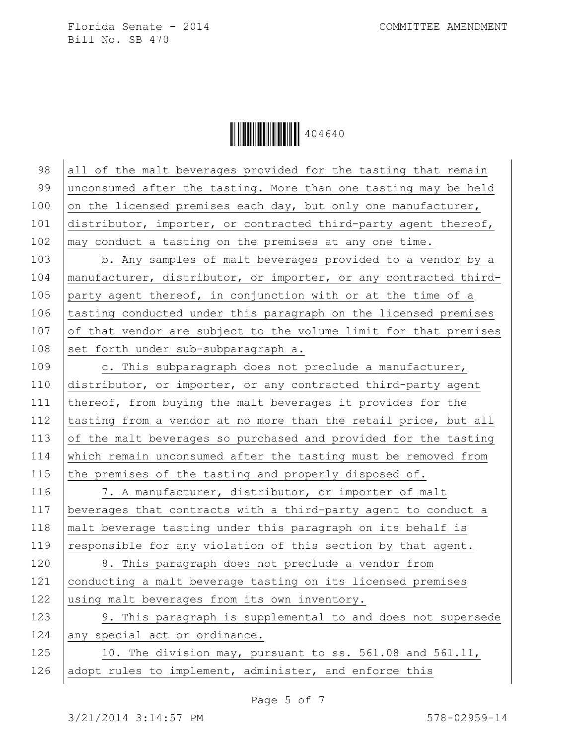all of the malt beverages provided for the tasting that remain unconsumed after the tasting. More than one tasting may be held on the licensed premises each day, but only one manufacturer, distributor, importer, or contracted third-party agent thereof, may conduct a tasting on the premises at any one time.

b. Any samples of malt beverages provided to a vendor by a manufacturer, distributor, or importer, or any contracted third-party agent thereof, in conjunction with or at the time of a tasting conducted under this paragraph on the licensed premises of that vendor are subject to the volume limit for that premises set forth under sub-subparagraph a.

c. This subparagraph does not preclude a manufacturer, distributor, or importer, or any contracted third-party agent thereof, from buying the malt beverages it provides for the tasting from a vendor at no more than the retail price, but all of the malt beverages so purchased and provided for the tasting which remain unconsumed after the tasting must be removed from the premises of the tasting and properly disposed of.

7. A manufacturer, distributor, or importer of malt beverages that contracts with a third-party agent to conduct a malt beverage tasting under this paragraph on its behalf is responsible for any violation of this section by that agent.

8. This paragraph does not preclude a vendor from conducting a malt beverage tasting on its licensed premises using malt beverages from its own inventory.

9. This paragraph is supplemental to and does not supersede any special act or ordinance.

10. The division may, pursuant to ss. 561.08 and 561.11, adopt rules to implement, administer, and enforce this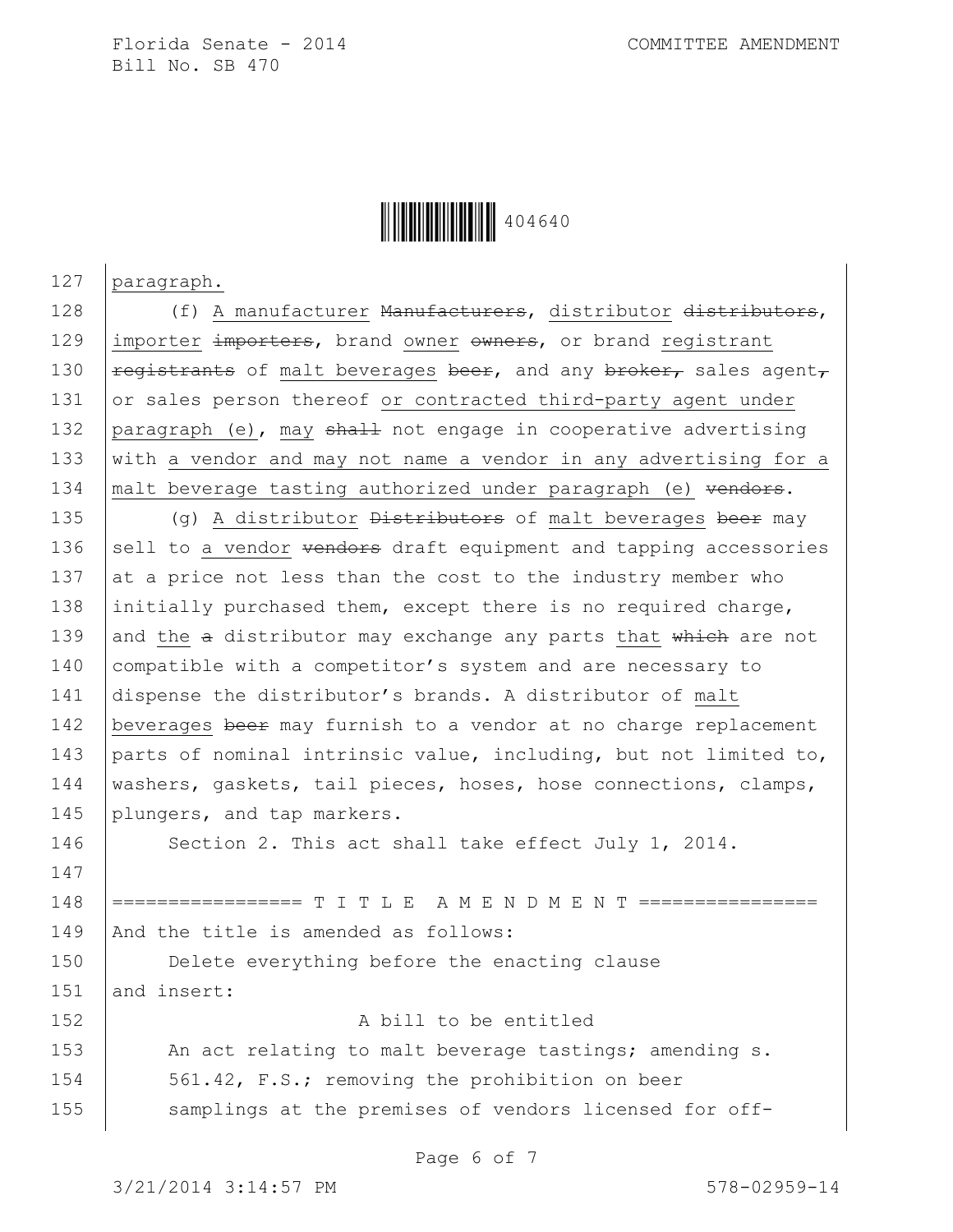paragraph.

(f) A manufacturer ~~Manufacturers~~, distributor ~~distributors~~, importer ~~importers~~, brand owner ~~owners~~, or brand registrant ~~registrants~~ of malt beverages ~~beer~~, and any ~~broker,~~ sales agent~~,~~ or sales person thereof or contracted third-party agent under paragraph (e), may ~~shall~~ not engage in cooperative advertising with a vendor and may not name a vendor in any advertising for a malt beverage tasting authorized under paragraph (e) ~~vendors~~.

(g) A distributor ~~Distributors~~ of malt beverages ~~beer~~ may sell to a vendor ~~vendors~~ draft equipment and tapping accessories at a price not less than the cost to the industry member who initially purchased them, except there is no required charge, and the ~~a~~ distributor may exchange any parts that ~~which~~ are not compatible with a competitor's system and are necessary to dispense the distributor's brands. A distributor of malt beverages ~~beer~~ may furnish to a vendor at no charge replacement parts of nominal intrinsic value, including, but not limited to, washers, gaskets, tail pieces, hoses, hose connections, clamps, plungers, and tap markers.

Section 2. This act shall take effect July 1, 2014.

================= T I T L E A M E N D M E N T ================

And the title is amended as follows:

Delete everything before the enacting clause and insert:

A bill to be entitled

An act relating to malt beverage tastings; amending s. 561.42, F.S.; removing the prohibition on beer samplings at the premises of vendors licensed for off-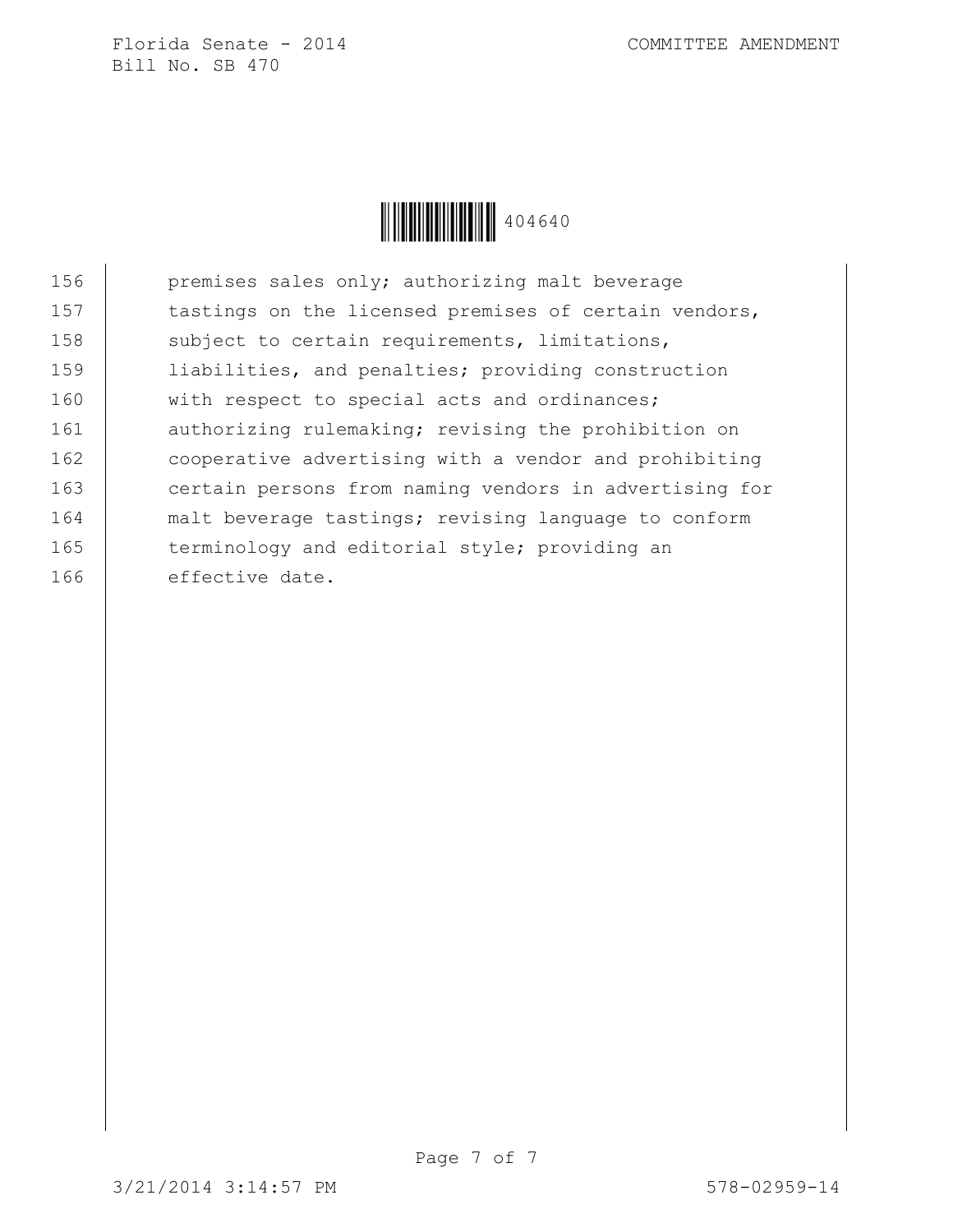156 premises sales only; authorizing malt beverage
157 tastings on the licensed premises of certain vendors,
158 subject to certain requirements, limitations,
159 liabilities, and penalties; providing construction
160 with respect to special acts and ordinances;
161 authorizing rulemaking; revising the prohibition on
162 cooperative advertising with a vendor and prohibiting
163 certain persons from naming vendors in advertising for
164 malt beverage tastings; revising language to conform
165 terminology and editorial style; providing an
166 effective date.